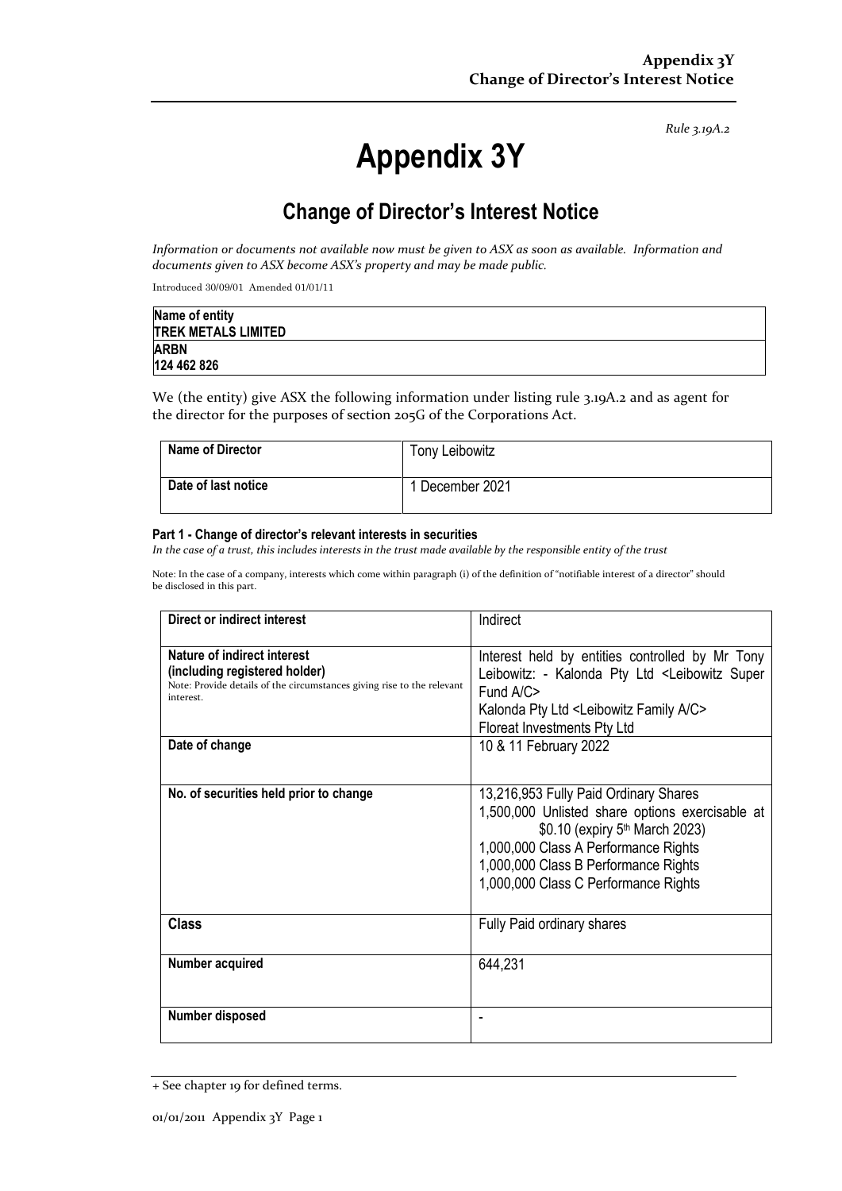*Rule 3.19A.2*

# Appendix 3Y

## Change of Director's Interest Notice

*Information or documents not available now must be given to ASX as soon as available. Information and documents given to ASX become ASX's property and may be made public.*

Introduced 30/09/01 Amended 01/01/11

| Name of entity |
|---|
| **TREK METALS LIMITED** |
| **ARBN** |
| **124 462 826** |

We (the entity) give ASX the following information under listing rule 3.19A.2 and as agent for the director for the purposes of section 205G of the Corporations Act.

| Name of Director | Tony Leibowitz |
|---|---|
| **Date of last notice** | 1 December 2021 |

#### Part 1 - Change of director's relevant interests in securities

*In the case of a trust, this includes interests in the trust made available by the responsible entity of the trust*

Note: In the case of a company, interests which come within paragraph (i) of the definition of "notifiable interest of a director" should be disclosed in this part.

| Direct or indirect interest | Indirect |
|---|---|
| **Nature of indirect interest (including registered holder)**<br>Note: Provide details of the circumstances giving rise to the relevant interest. | Interest held by entities controlled by Mr Tony Leibowitz: - Kalonda Pty Ltd <Leibowitz Super Fund A/C><br>Kalonda Pty Ltd <Leibowitz Family A/C><br>Floreat Investments Pty Ltd |
| **Date of change** | 10 & 11 February 2022 |
| **No. of securities held prior to change** | 13,216,953 Fully Paid Ordinary Shares<br>1,500,000 Unlisted share options exercisable at $0.10 (expiry 5th March 2023)<br>1,000,000 Class A Performance Rights<br>1,000,000 Class B Performance Rights<br>1,000,000 Class C Performance Rights |
| **Class** | Fully Paid ordinary shares |
| **Number acquired** | 644,231 |
| **Number disposed** | - |

+ See chapter 19 for defined terms.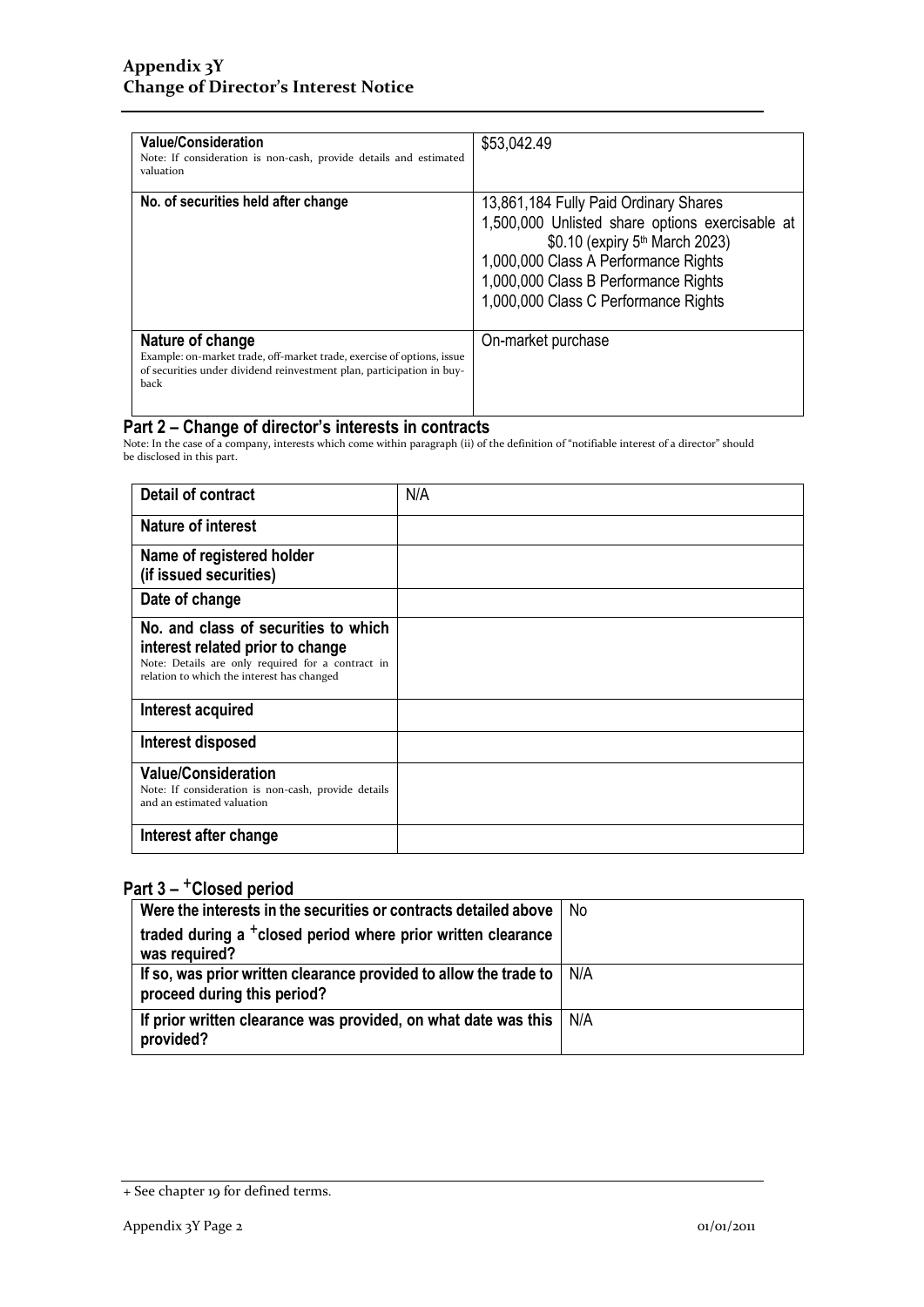| | |
|---|---|
| **Value/Consideration**<br>Note: If consideration is non-cash, provide details and estimated valuation | $53,042.49 |
| **No. of securities held after change** | 13,861,184 Fully Paid Ordinary Shares<br>1,500,000 Unlisted share options exercisable at $0.10 (expiry 5th March 2023)<br>1,000,000 Class A Performance Rights<br>1,000,000 Class B Performance Rights<br>1,000,000 Class C Performance Rights |
| **Nature of change**<br>Example: on-market trade, off-market trade, exercise of options, issue of securities under dividend reinvestment plan, participation in buy-back | On-market purchase |

## Part 2 – Change of director's interests in contracts

Note: In the case of a company, interests which come within paragraph (ii) of the definition of "notifiable interest of a director" should be disclosed in this part.

| | |
|---|---|
| **Detail of contract** | N/A |
| **Nature of interest** | |
| **Name of registered holder (if issued securities)** | |
| **Date of change** | |
| **No. and class of securities to which interest related prior to change**<br>Note: Details are only required for a contract in relation to which the interest has changed | |
| **Interest acquired** | |
| **Interest disposed** | |
| **Value/Consideration**<br>Note: If consideration is non-cash, provide details and an estimated valuation | |
| **Interest after change** | |

## Part 3 – +Closed period

| | |
|---|---|
| **Were the interests in the securities or contracts detailed above traded during a +closed period where prior written clearance was required?** | No |
| **If so, was prior written clearance provided to allow the trade to proceed during this period?** | N/A |
| **If prior written clearance was provided, on what date was this provided?** | N/A |

+ See chapter 19 for defined terms.